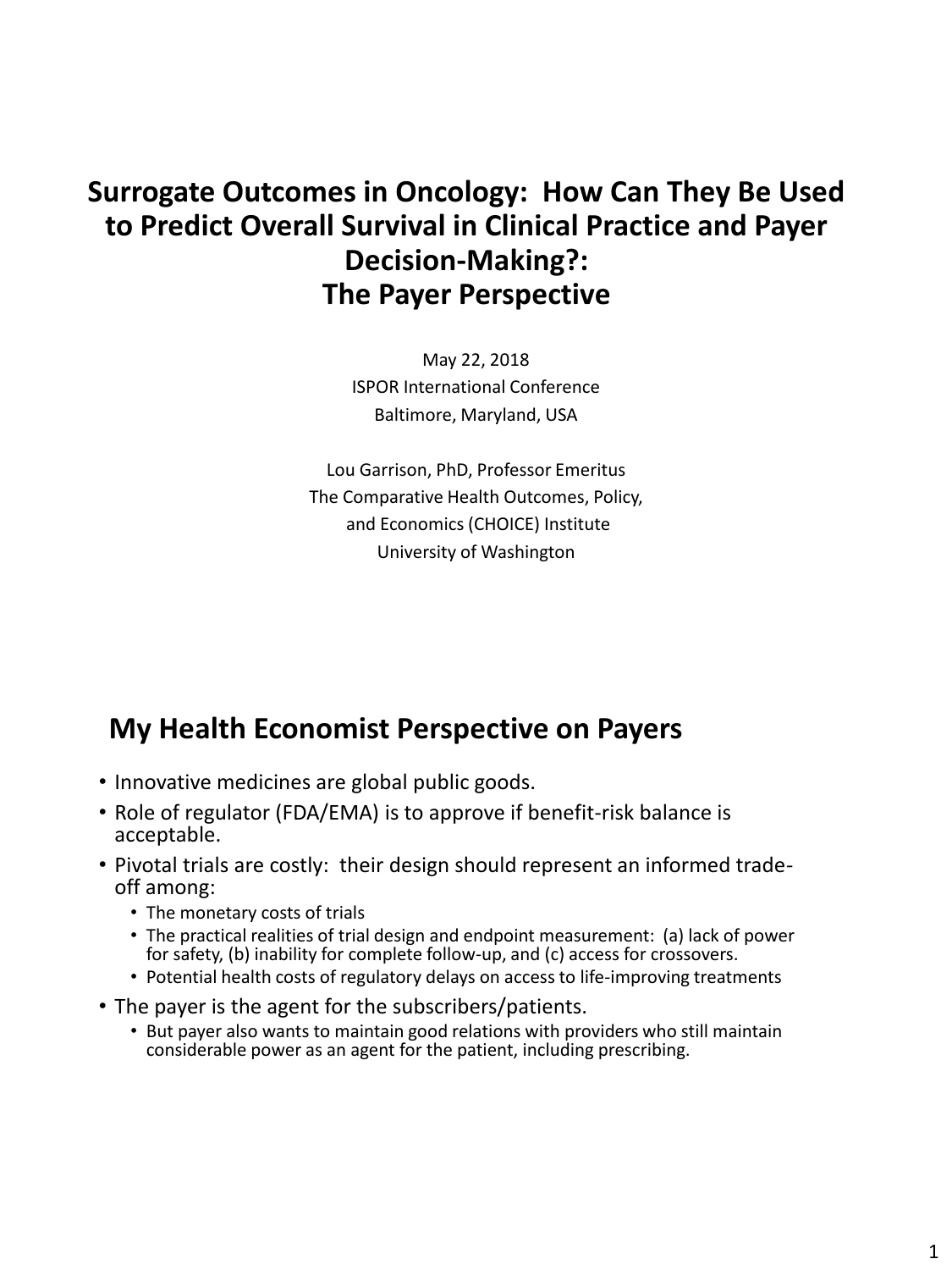# Surrogate Outcomes in Oncology: How Can They Be Used to Predict Overall Survival in Clinical Practice and Payer Decision-Making?: The Payer Perspective

May 22, 2018
ISPOR International Conference
Baltimore, Maryland, USA

Lou Garrison, PhD, Professor Emeritus
The Comparative Health Outcomes, Policy, and Economics (CHOICE) Institute
University of Washington

## My Health Economist Perspective on Payers

- Innovative medicines are global public goods.
- Role of regulator (FDA/EMA) is to approve if benefit-risk balance is acceptable.
- Pivotal trials are costly: their design should represent an informed trade-off among:
  - The monetary costs of trials
  - The practical realities of trial design and endpoint measurement: (a) lack of power for safety, (b) inability for complete follow-up, and (c) access for crossovers.
  - Potential health costs of regulatory delays on access to life-improving treatments
- The payer is the agent for the subscribers/patients.
  - But payer also wants to maintain good relations with providers who still maintain considerable power as an agent for the patient, including prescribing.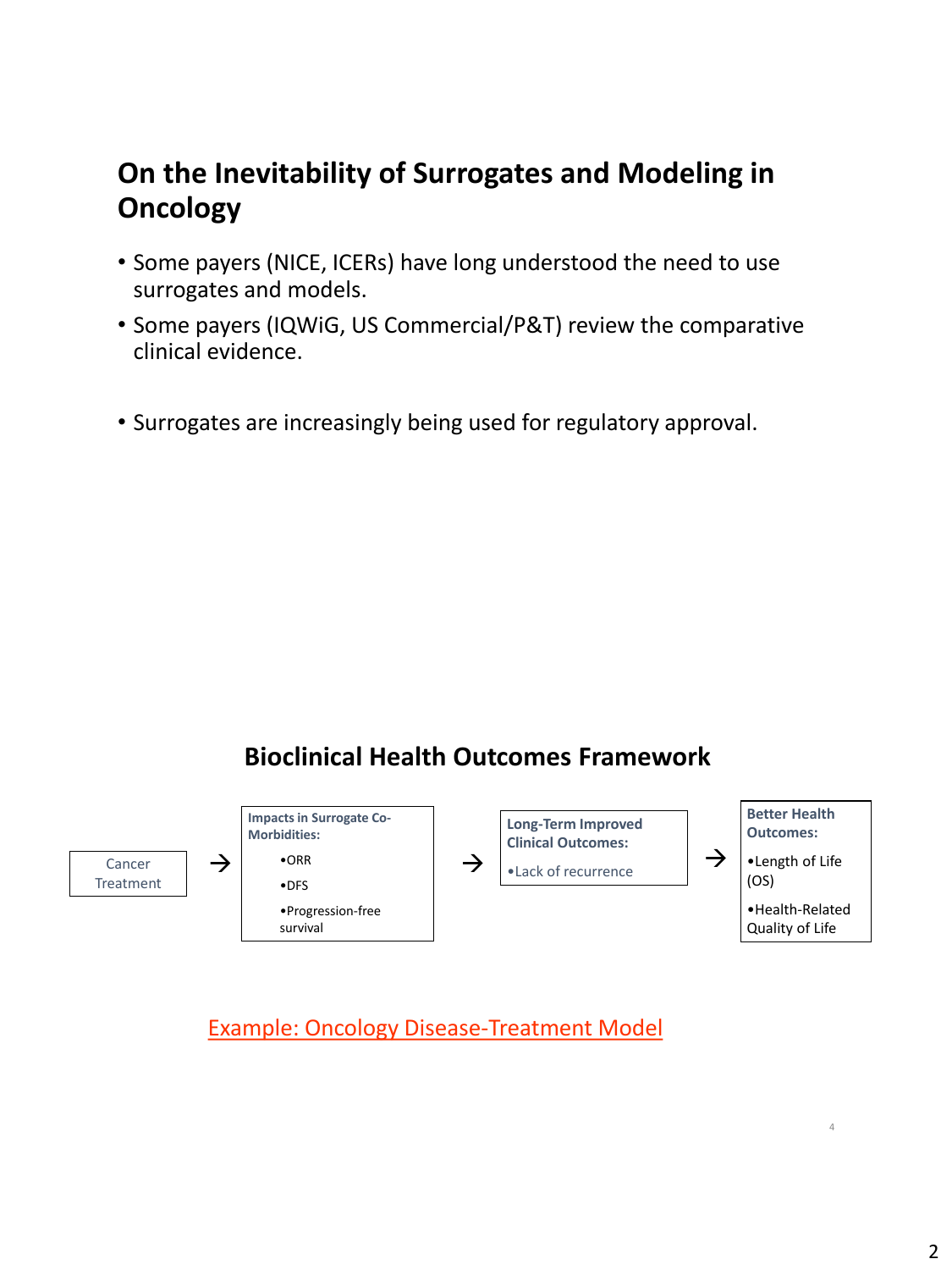# On the Inevitability of Surrogates and Modeling in Oncology

- Some payers (NICE, ICERs) have long understood the need to use surrogates and models.
- Some payers (IQWiG, US Commercial/P&T) review the comparative clinical evidence.

- Surrogates are increasingly being used for regulatory approval.

## Bioclinical Health Outcomes Framework

Cancer Treatment → **Impacts in Surrogate Co-Morbidities:**
- ORR
- DFS
- Progression-free survival

→ **Long-Term Improved Clinical Outcomes:**
- Lack of recurrence

→ **Better Health Outcomes:**
- Length of Life (OS)
- Health-Related Quality of Life

Example: Oncology Disease-Treatment Model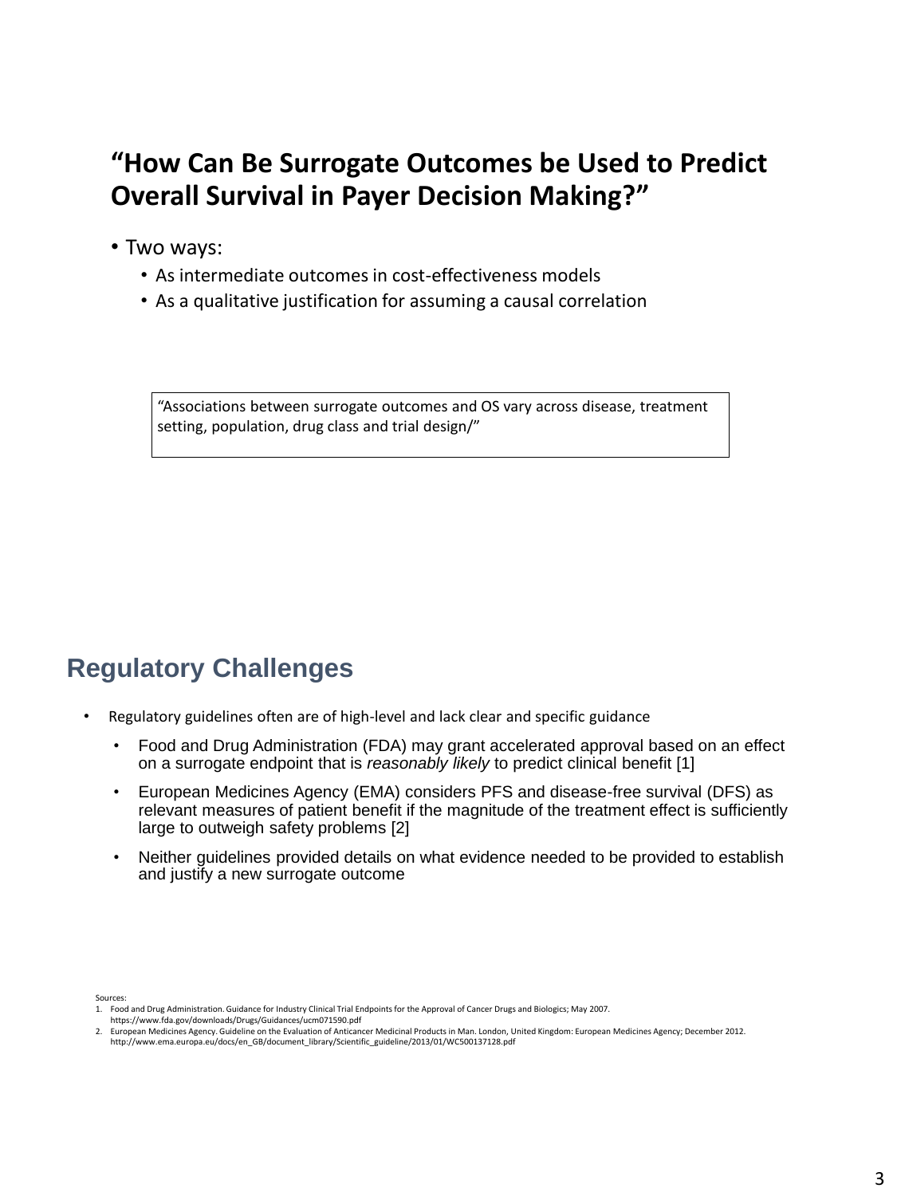## "How Can Be Surrogate Outcomes be Used to Predict Overall Survival in Payer Decision Making?"

- Two ways:
  - As intermediate outcomes in cost-effectiveness models
  - As a qualitative justification for assuming a causal correlation

> "Associations between surrogate outcomes and OS vary across disease, treatment setting, population, drug class and trial design/"

## Regulatory Challenges

- Regulatory guidelines often are of high-level and lack clear and specific guidance
  - Food and Drug Administration (FDA) may grant accelerated approval based on an effect on a surrogate endpoint that is *reasonably likely* to predict clinical benefit [1]
  - European Medicines Agency (EMA) considers PFS and disease-free survival (DFS) as relevant measures of patient benefit if the magnitude of the treatment effect is sufficiently large to outweigh safety problems [2]
  - Neither guidelines provided details on what evidence needed to be provided to establish and justify a new surrogate outcome

Sources:

1. Food and Drug Administration. Guidance for Industry Clinical Trial Endpoints for the Approval of Cancer Drugs and Biologics; May 2007. https://www.fda.gov/downloads/Drugs/Guidances/ucm071590.pdf
2. European Medicines Agency. Guideline on the Evaluation of Anticancer Medicinal Products in Man. London, United Kingdom: European Medicines Agency; December 2012. http://www.ema.europa.eu/docs/en_GB/document_library/Scientific_guideline/2013/01/WC500137128.pdf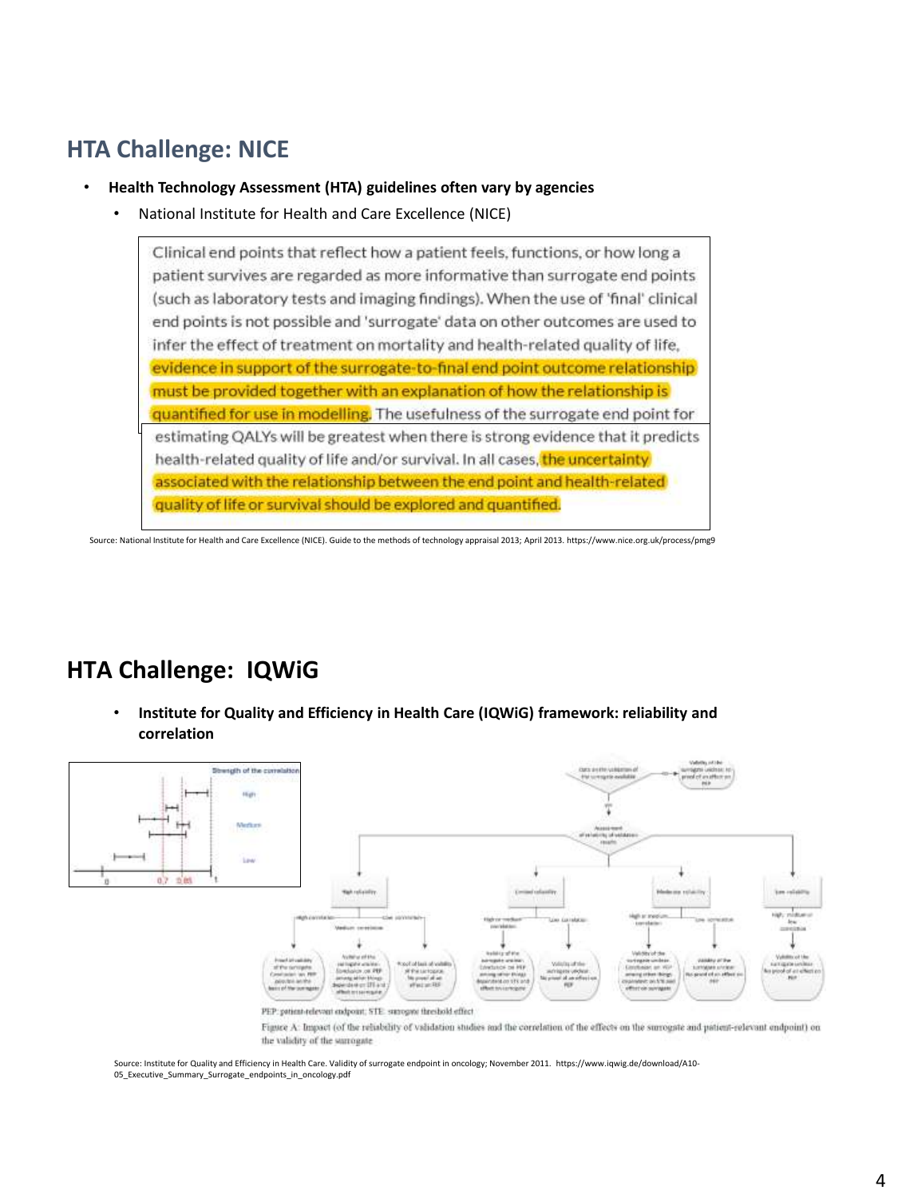## HTA Challenge: NICE

- **Health Technology Assessment (HTA) guidelines often vary by agencies**
  - National Institute for Health and Care Excellence (NICE)

> Clinical end points that reflect how a patient feels, functions, or how long a patient survives are regarded as more informative than surrogate end points (such as laboratory tests and imaging findings). When the use of 'final' clinical end points is not possible and 'surrogate' data on other outcomes are used to infer the effect of treatment on mortality and health-related quality of life, evidence in support of the surrogate-to-final end point outcome relationship must be provided together with an explanation of how the relationship is quantified for use in modelling. The usefulness of the surrogate end point for estimating QALYs will be greatest when there is strong evidence that it predicts health-related quality of life and/or survival. In all cases, the uncertainty associated with the relationship between the end point and health-related quality of life or survival should be explored and quantified.

Source: National Institute for Health and Care Excellence (NICE). Guide to the methods of technology appraisal 2013; April 2013. https://www.nice.org.uk/process/pmg9

## HTA Challenge: IQWiG

- **Institute for Quality and Efficiency in Health Care (IQWiG) framework: reliability and correlation**

PEP: patient-relevant endpoint; STE: surrogate threshold effect

Figure A: Impact (of the reliability of validation studies and the correlation of the effects on the surrogate and patient-relevant endpoint) on the validity of the surrogate

Source: Institute for Quality and Efficiency in Health Care. Validity of surrogate endpoint in oncology; November 2011. https://www.iqwig.de/download/A10-05_Executive_Summary_Surrogate_endpoints_in_oncology.pdf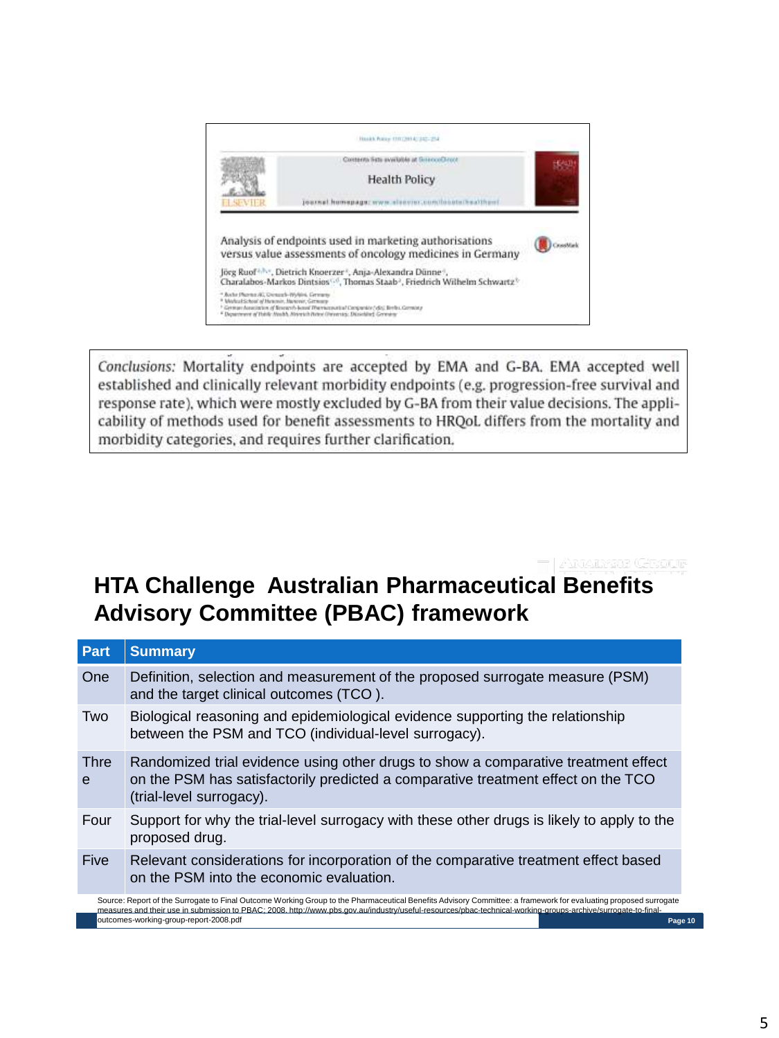Health Policy 119 (2014) 242–254

Contents lists available at ScienceDirect

Health Policy

journal homepage: www.elsevier.com/locate/healthpol

Analysis of endpoints used in marketing authorisations versus value assessments of oncology medicines in Germany

Jörg Ruof[a,b,*], Dietrich Knoerzer[a], Anja-Alexandra Dünne[a], Charalabos-Markos Dintsios[c,d], Thomas Staab[a], Friedrich Wilhelm Schwartz[b]

*Conclusions:* Mortality endpoints are accepted by EMA and G-BA. EMA accepted well established and clinically relevant morbidity endpoints (e.g. progression-free survival and response rate), which were mostly excluded by G-BA from their value decisions. The applicability of methods used for benefit assessments to HRQoL differs from the mortality and morbidity categories, and requires further clarification.

## HTA Challenge Australian Pharmaceutical Benefits Advisory Committee (PBAC) framework

| Part | Summary |
| --- | --- |
| One | Definition, selection and measurement of the proposed surrogate measure (PSM) and the target clinical outcomes (TCO ). |
| Two | Biological reasoning and epidemiological evidence supporting the relationship between the PSM and TCO (individual-level surrogacy). |
| Three | Randomized trial evidence using other drugs to show a comparative treatment effect on the PSM has satisfactorily predicted a comparative treatment effect on the TCO (trial-level surrogacy). |
| Four | Support for why the trial-level surrogacy with these other drugs is likely to apply to the proposed drug. |
| Five | Relevant considerations for incorporation of the comparative treatment effect based on the PSM into the economic evaluation. |

Source: Report of the Surrogate to Final Outcome Working Group to the Pharmaceutical Benefits Advisory Committee: a framework for evaluating proposed surrogate measures and their use in submission to PBAC; 2008. http://www.pbs.gov.au/industry/useful-resources/pbac-technical-working-groups-archive/surrogate-to-final-outcomes-working-group-report-2008.pdf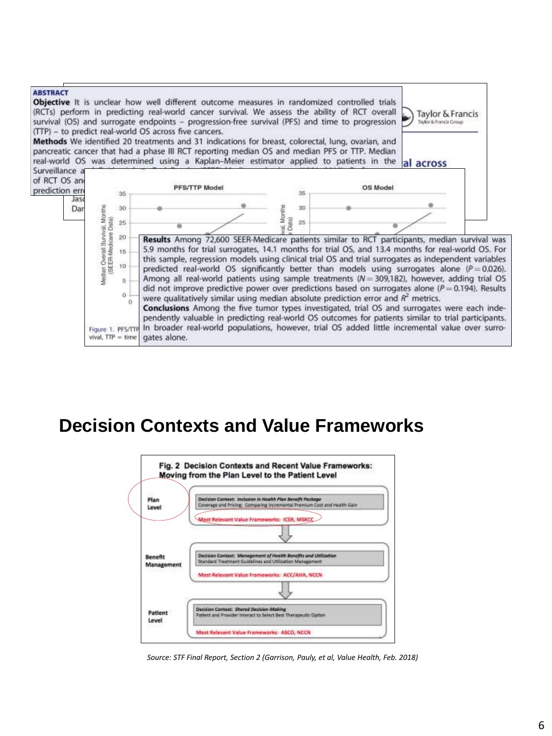**ABSTRACT**

**Objective** It is unclear how well different outcome measures in randomized controlled trials (RCTs) perform in predicting real-world cancer survival. We assess the ability of RCT overall survival (OS) and surrogate endpoints – progression-free survival (PFS) and time to progression (TTP) – to predict real-world OS across five cancers.

**Methods** We identified 20 treatments and 31 indications for breast, colorectal, lung, ovarian, and pancreatic cancer that had a phase III RCT reporting median OS and median PFS or TTP. Median real-world OS was determined using a Kaplan–Meier estimator applied to patients in the Surveillance a... of RCT OS an... prediction err...

**Results** Among 72,600 SEER-Medicare patients similar to RCT participants, median survival was 5.9 months for trial surrogates, 14.1 months for trial OS, and 13.4 months for real-world OS. For this sample, regression models using clinical trial OS and trial surrogates as independent variables predicted real-world OS significantly better than models using surrogates alone ($P = 0.026$). Among all real-world patients using sample treatments ($N = 309,182$), however, adding trial OS did not improve predictive power over predictions based on surrogates alone ($P = 0.194$). Results were qualitatively similar using median absolute prediction error and $R^2$ metrics.

**Conclusions** Among the five tumor types investigated, trial OS and surrogates were each independently valuable in predicting real-world OS outcomes for patients similar to trial participants. In broader real-world populations, however, trial OS added little incremental value over surrogates alone.

# Decision Contexts and Value Frameworks

**Fig. 2 Decision Contexts and Recent Value Frameworks: Moving from the Plan Level to the Patient Level**

| Level | Decision Context | Most Relevant Value Frameworks |
|---|---|---|
| Plan Level | *Inclusion in Health Plan Benefit Package* – Coverage and Pricing: Comparing Incremental Premium Cost and Health Gain | ICER, MSKCC |
| Benefit Management | *Management of Health Benefits and Utilization* – Standard Treatment Guidelines and Utilization Management | ACC/AHA, NCCN |
| Patient Level | *Shared Decision-Making* – Patient and Provider Interact to Select Best Therapeutic Option | ASCO, NCCN |

*Source: STF Final Report, Section 2 (Garrison, Pauly, et al, Value Health, Feb. 2018)*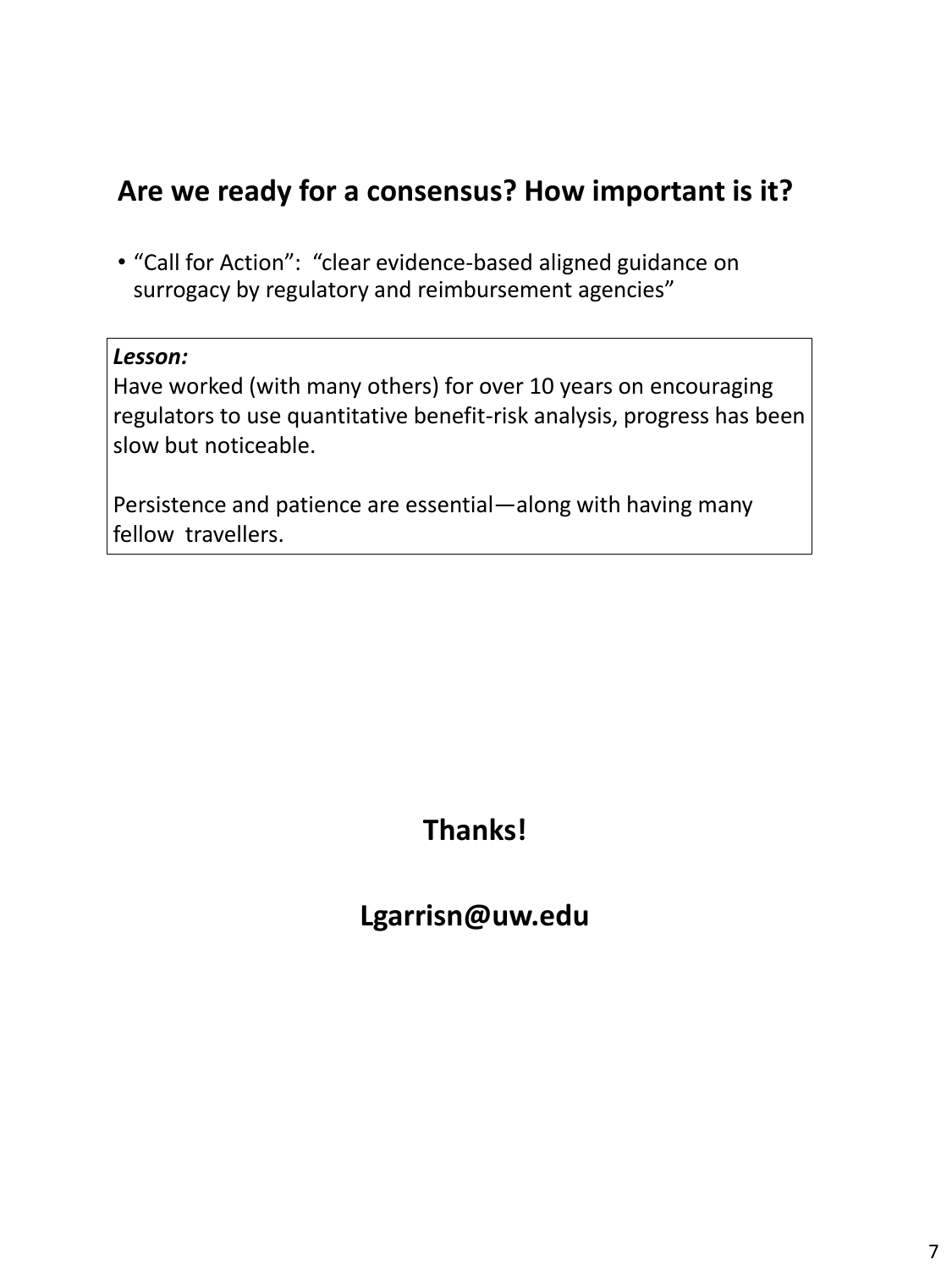## Are we ready for a consensus? How important is it?

- "Call for Action": "clear evidence-based aligned guidance on surrogacy by regulatory and reimbursement agencies"

***Lesson:***

Have worked (with many others) for over 10 years on encouraging regulators to use quantitative benefit-risk analysis, progress has been slow but noticeable.

Persistence and patience are essential—along with having many fellow travellers.

**Thanks!**

**Lgarrisn@uw.edu**